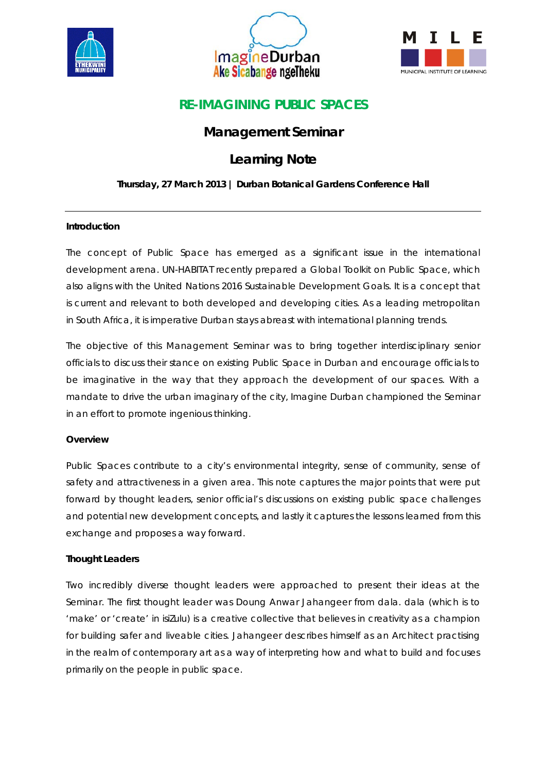# RE-IMAGINING PUBLIC SPACES

## Management Seminar

## Learning Note

**Thursday, 27 March 2013 | Durban Botanical Gardens Conference Hall**

---

**Introduction**

The concept of Public Space has emerged as a significant issue in the international development arena. UN-HABITAT recently prepared a Global Toolkit on Public Space, which also aligns with the United Nations 2016 Sustainable Development Goals. It is a concept that is current and relevant to both developed and developing cities. As a leading metropolitan in South Africa, it is imperative Durban stays abreast with international planning trends.

The objective of this Management Seminar was to bring together interdisciplinary senior officials to discuss their stance on existing Public Space in Durban and encourage officials to be imaginative in the way that they approach the development of our spaces. With a mandate to drive the urban imaginary of the city, Imagine Durban championed the Seminar in an effort to promote ingenious thinking.

**Overview**

Public Spaces contribute to a city's environmental integrity, sense of community, sense of safety and attractiveness in a given area. This note captures the major points that were put forward by thought leaders, senior official's discussions on existing public space challenges and potential new development concepts, and lastly it captures the lessons learned from this exchange and proposes a way forward.

**Thought Leaders**

Two incredibly diverse thought leaders were approached to present their ideas at the Seminar. The first thought leader was Doung Anwar Jahangeer from dala. dala (which is to 'make' or 'create' in isiZulu) is a creative collective that believes in creativity as a champion for building safer and liveable cities. Jahangeer describes himself as an Architect practising in the realm of contemporary art as a way of interpreting how and what to build and focuses primarily on the people in public space.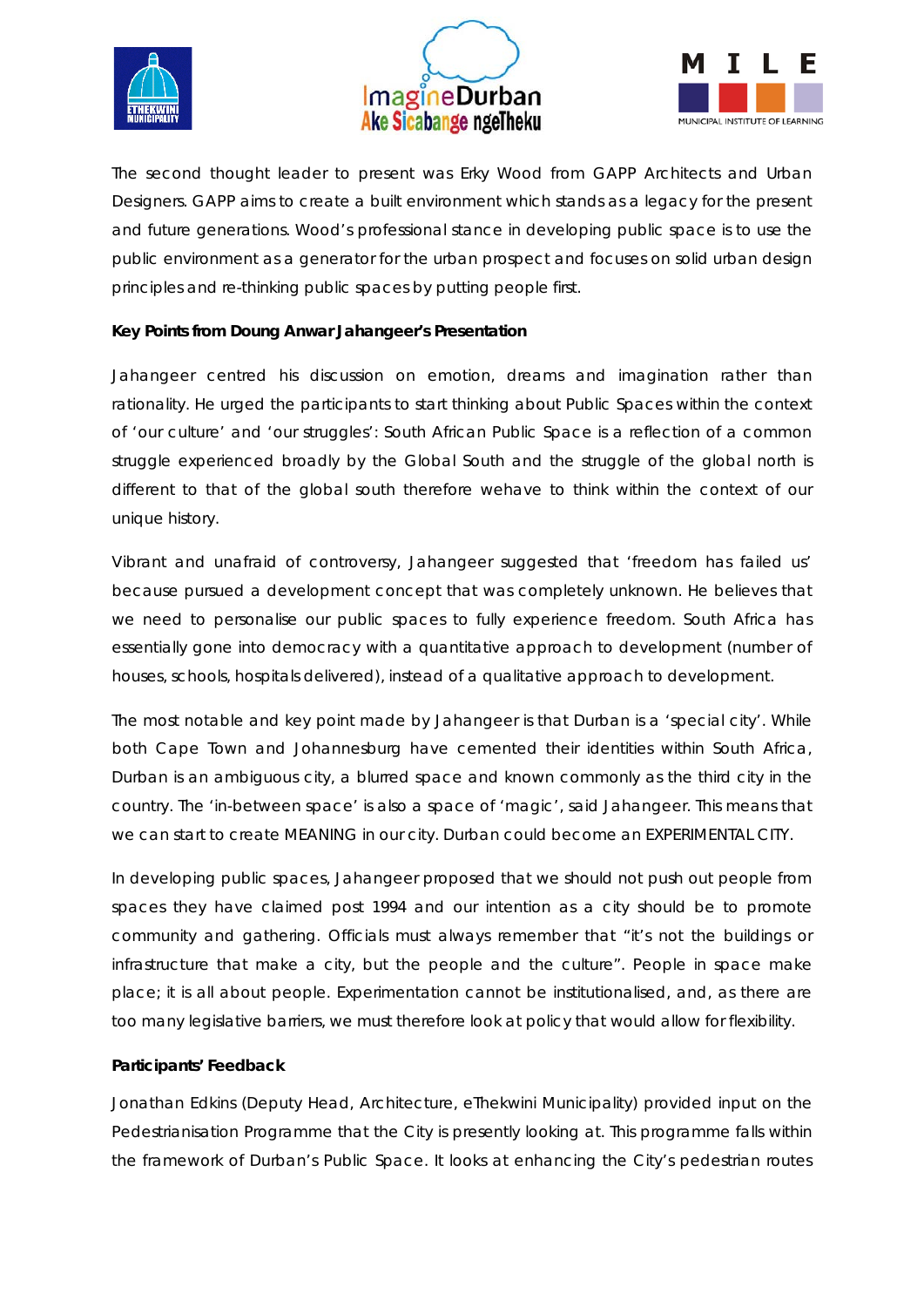The second thought leader to present was Erky Wood from GAPP Architects and Urban Designers. GAPP aims to create a built environment which stands as a legacy for the present and future generations. Wood's professional stance in developing public space is to use the public environment as a generator for the urban prospect and focuses on solid urban design principles and re-thinking public spaces by putting people first.

**Key Points from Doung Anwar Jahangeer's Presentation**

Jahangeer centred his discussion on emotion, dreams and imagination rather than rationality. He urged the participants to start thinking about Public Spaces within the context of 'our culture' and 'our struggles': South African Public Space is a reflection of a common struggle experienced broadly by the Global South and the struggle of the global north is different to that of the global south therefore wehave to think within the context of our unique history.

Vibrant and unafraid of controversy, Jahangeer suggested that 'freedom has failed us' because pursued a development concept that was completely unknown. He believes that we need to personalise our public spaces to fully experience freedom. South Africa has essentially gone into democracy with a quantitative approach to development (number of houses, schools, hospitals delivered), instead of a qualitative approach to development.

The most notable and key point made by Jahangeer is that Durban is a 'special city'. While both Cape Town and Johannesburg have cemented their identities within South Africa, Durban is an ambiguous city, a blurred space and known commonly as the third city in the country. The 'in-between space' is also a space of 'magic', said Jahangeer. This means that we can start to create MEANING in our city. Durban could become an EXPERIMENTAL CITY.

In developing public spaces, Jahangeer proposed that we should not push out people from spaces they have claimed post 1994 and our intention as a city should be to promote community and gathering. Officials must always remember that "it's not the buildings or infrastructure that make a city, but the people and the culture". People in space make place; it is all about people. Experimentation cannot be institutionalised, and, as there are too many legislative barriers, we must therefore look at policy that would allow for flexibility.

**Participants' Feedback**

Jonathan Edkins (Deputy Head, Architecture, eThekwini Municipality) provided input on the Pedestrianisation Programme that the City is presently looking at. This programme falls within the framework of Durban's Public Space. It looks at enhancing the City's pedestrian routes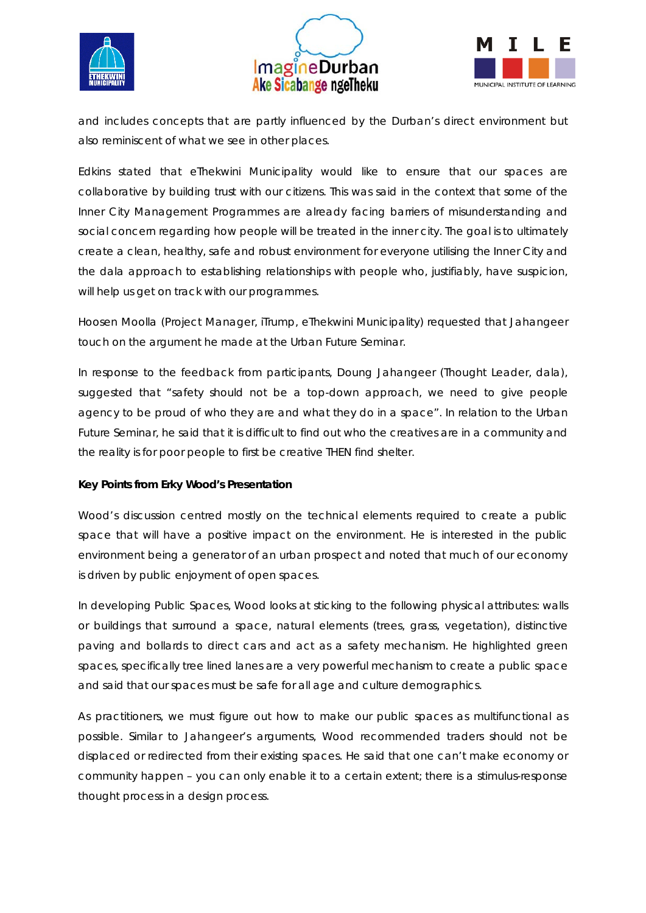and includes concepts that are partly influenced by the Durban's direct environment but also reminiscent of what we see in other places.

Edkins stated that eThekwini Municipality would like to ensure that our spaces are collaborative by building trust with our citizens. This was said in the context that some of the Inner City Management Programmes are already facing barriers of misunderstanding and social concern regarding how people will be treated in the inner city. The goal is to ultimately create a clean, healthy, safe and robust environment for everyone utilising the Inner City and the dala approach to establishing relationships with people who, justifiably, have suspicion, will help us get on track with our programmes.

Hoosen Moolla (Project Manager, iTrump, eThekwini Municipality) requested that Jahangeer touch on the argument he made at the Urban Future Seminar.

In response to the feedback from participants, Doung Jahangeer (Thought Leader, dala), suggested that "safety should not be a top-down approach, we need to give people agency to be proud of who they are and what they do in a space". In relation to the Urban Future Seminar, he said that it is difficult to find out who the creatives are in a community and the reality is for poor people to first be creative THEN find shelter.

**Key Points from Erky Wood's Presentation**

Wood's discussion centred mostly on the technical elements required to create a public space that will have a positive impact on the environment. He is interested in the public environment being a generator of an urban prospect and noted that much of our economy is driven by public enjoyment of open spaces.

In developing Public Spaces, Wood looks at sticking to the following physical attributes: walls or buildings that surround a space, natural elements (trees, grass, vegetation), distinctive paving and bollards to direct cars and act as a safety mechanism. He highlighted green spaces, specifically tree lined lanes are a very powerful mechanism to create a public space and said that our spaces must be safe for all age and culture demographics.

As practitioners, we must figure out how to make our public spaces as multifunctional as possible. Similar to Jahangeer's arguments, Wood recommended traders should not be displaced or redirected from their existing spaces. He said that one can't make economy or community happen – you can only enable it to a certain extent; there is a stimulus-response thought process in a design process.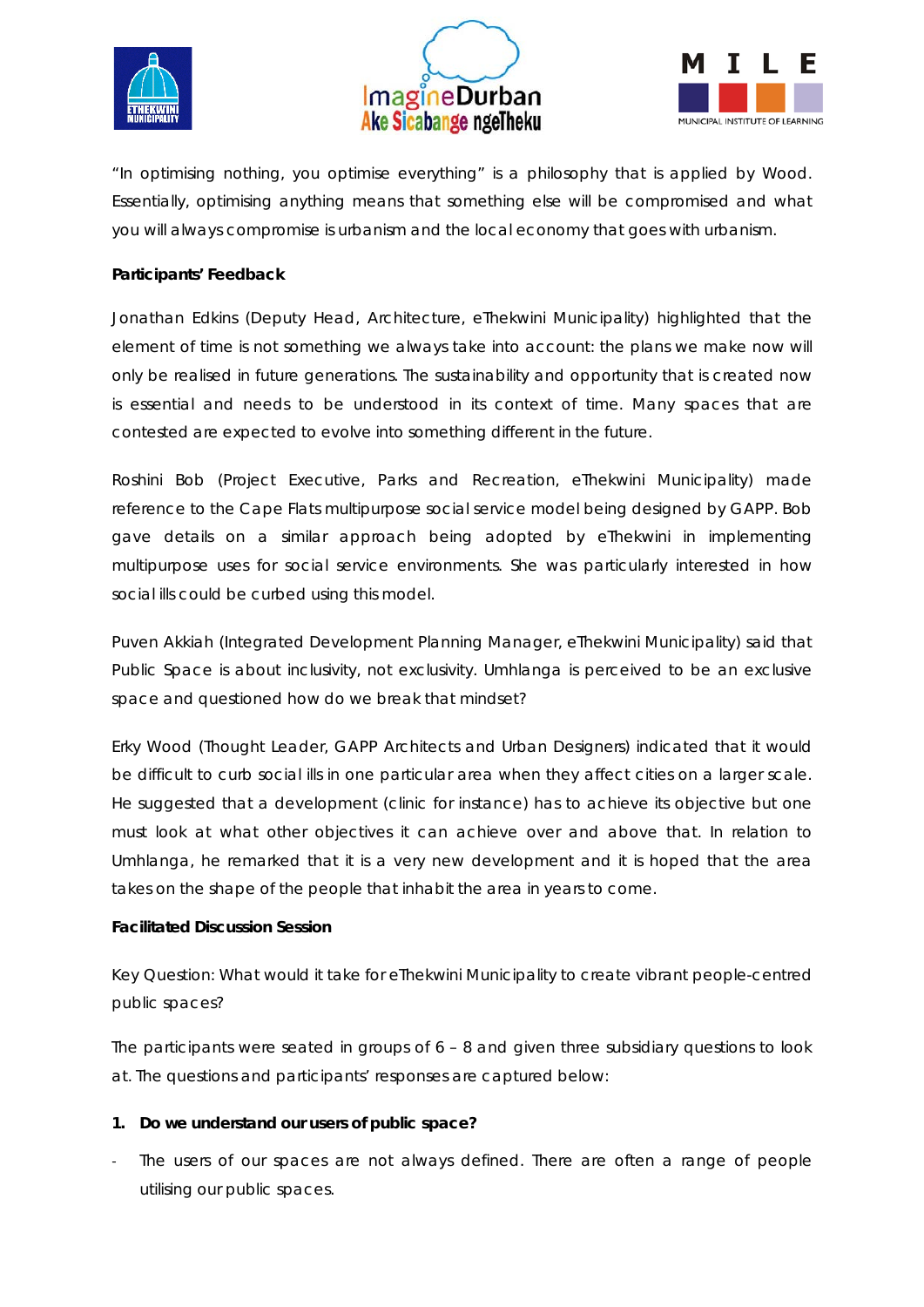"In optimising nothing, you optimise everything" is a philosophy that is applied by Wood. Essentially, optimising anything means that something else will be compromised and what you will always compromise is urbanism and the local economy that goes with urbanism.

**Participants' Feedback**

Jonathan Edkins (Deputy Head, Architecture, eThekwini Municipality) highlighted that the element of time is not something we always take into account: the plans we make now will only be realised in future generations. The sustainability and opportunity that is created now is essential and needs to be understood in its context of time. Many spaces that are contested are expected to evolve into something different in the future.

Roshini Bob (Project Executive, Parks and Recreation, eThekwini Municipality) made reference to the Cape Flats multipurpose social service model being designed by GAPP. Bob gave details on a similar approach being adopted by eThekwini in implementing multipurpose uses for social service environments. She was particularly interested in how social ills could be curbed using this model.

Puven Akkiah (Integrated Development Planning Manager, eThekwini Municipality) said that Public Space is about inclusivity, not exclusivity. Umhlanga is perceived to be an exclusive space and questioned how do we break that mindset?

Erky Wood (Thought Leader, GAPP Architects and Urban Designers) indicated that it would be difficult to curb social ills in one particular area when they affect cities on a larger scale. He suggested that a development (clinic for instance) has to achieve its objective but one must look at what other objectives it can achieve over and above that. In relation to Umhlanga, he remarked that it is a very new development and it is hoped that the area takes on the shape of the people that inhabit the area in years to come.

**Facilitated Discussion Session**

Key Question: What would it take for eThekwini Municipality to create vibrant people-centred public spaces?

The participants were seated in groups of 6 – 8 and given three subsidiary questions to look at. The questions and participants' responses are captured below:

**1. Do we understand our users of public space?**

- The users of our spaces are not always defined. There are often a range of people utilising our public spaces.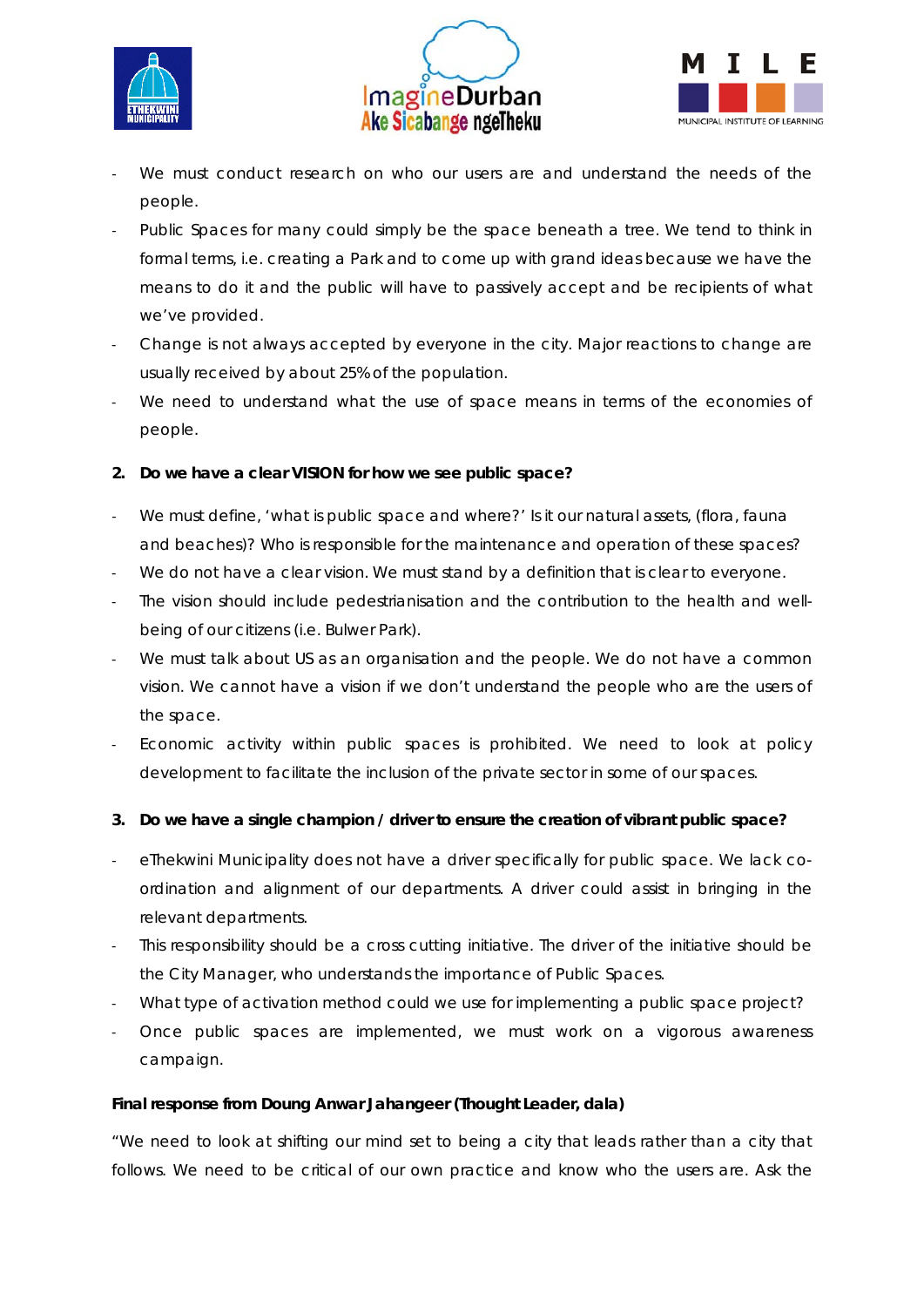- We must conduct research on who our users are and understand the needs of the people.
- Public Spaces for many could simply be the space beneath a tree. We tend to think in formal terms, i.e. creating a Park and to come up with grand ideas because we have the means to do it and the public will have to passively accept and be recipients of what we've provided.
- Change is not always accepted by everyone in the city. Major reactions to change are usually received by about 25% of the population.
- We need to understand what the use of space means in terms of the economies of people.

**2. Do we have a clear VISION for how we see public space?**

- We must define, 'what is public space and where?' Is it our natural assets, (flora, fauna and beaches)? Who is responsible for the maintenance and operation of these spaces?
- We do not have a clear vision. We must stand by a definition that is clear to everyone.
- The vision should include pedestrianisation and the contribution to the health and well-being of our citizens (i.e. Bulwer Park).
- We must talk about US as an organisation and the people. We do not have a common vision. We cannot have a vision if we don't understand the people who are the users of the space.
- Economic activity within public spaces is prohibited. We need to look at policy development to facilitate the inclusion of the private sector in some of our spaces.

**3. Do we have a single champion / driver to ensure the creation of vibrant public space?**

- eThekwini Municipality does not have a driver specifically for public space. We lack co-ordination and alignment of our departments. A driver could assist in bringing in the relevant departments.
- This responsibility should be a cross cutting initiative. The driver of the initiative should be the City Manager, who understands the importance of Public Spaces.
- What type of activation method could we use for implementing a public space project?
- Once public spaces are implemented, we must work on a vigorous awareness campaign.

**Final response from Doung Anwar Jahangeer (Thought Leader, dala)**

"We need to look at shifting our mind set to being a city that leads rather than a city that follows. We need to be critical of our own practice and know who the users are. Ask the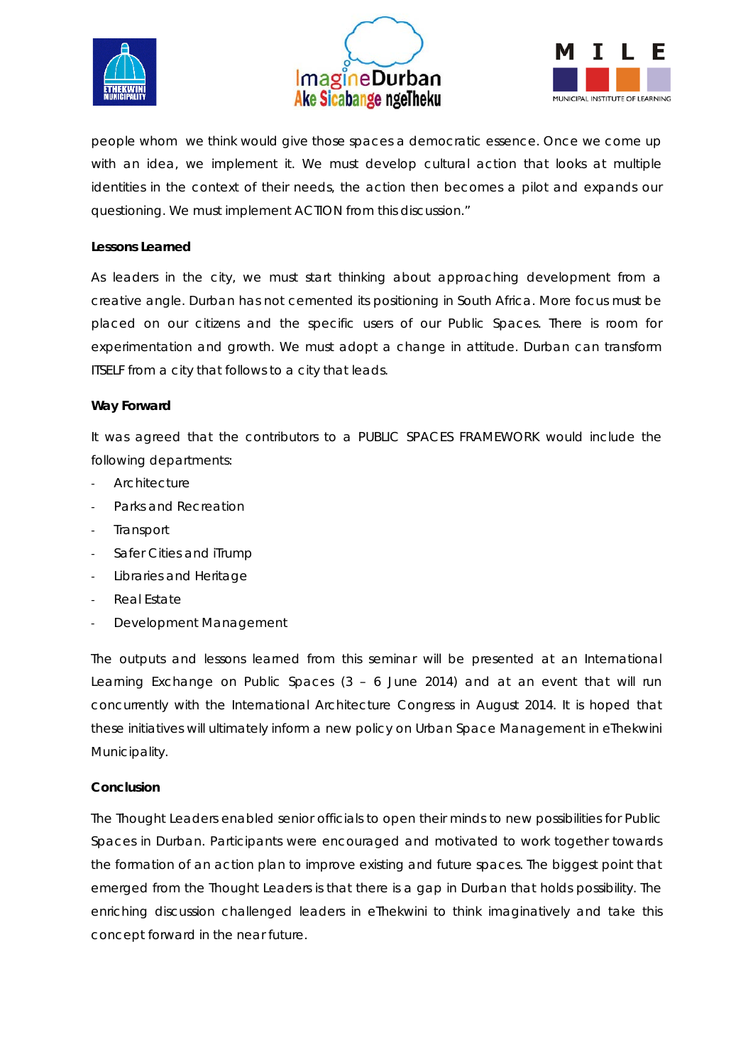people whom we think would give those spaces a democratic essence. Once we come up with an idea, we implement it. We must develop cultural action that looks at multiple identities in the context of their needs, the action then becomes a pilot and expands our questioning. We must implement ACTION from this discussion."

**Lessons Learned**

As leaders in the city, we must start thinking about approaching development from a creative angle. Durban has not cemented its positioning in South Africa. More focus must be placed on our citizens and the specific users of our Public Spaces. There is room for experimentation and growth. We must adopt a change in attitude. Durban can transform ITSELF from a city that follows to a city that leads.

**Way Forward**

It was agreed that the contributors to a PUBLIC SPACES FRAMEWORK would include the following departments:

- Architecture
- Parks and Recreation
- Transport
- Safer Cities and iTrump
- Libraries and Heritage
- Real Estate
- Development Management

The outputs and lessons learned from this seminar will be presented at an International Learning Exchange on Public Spaces (3 – 6 June 2014) and at an event that will run concurrently with the International Architecture Congress in August 2014. It is hoped that these initiatives will ultimately inform a new policy on Urban Space Management in eThekwini Municipality.

**Conclusion**

The Thought Leaders enabled senior officials to open their minds to new possibilities for Public Spaces in Durban. Participants were encouraged and motivated to work together towards the formation of an action plan to improve existing and future spaces. The biggest point that emerged from the Thought Leaders is that there is a gap in Durban that holds possibility. The enriching discussion challenged leaders in eThekwini to think imaginatively and take this concept forward in the near future.